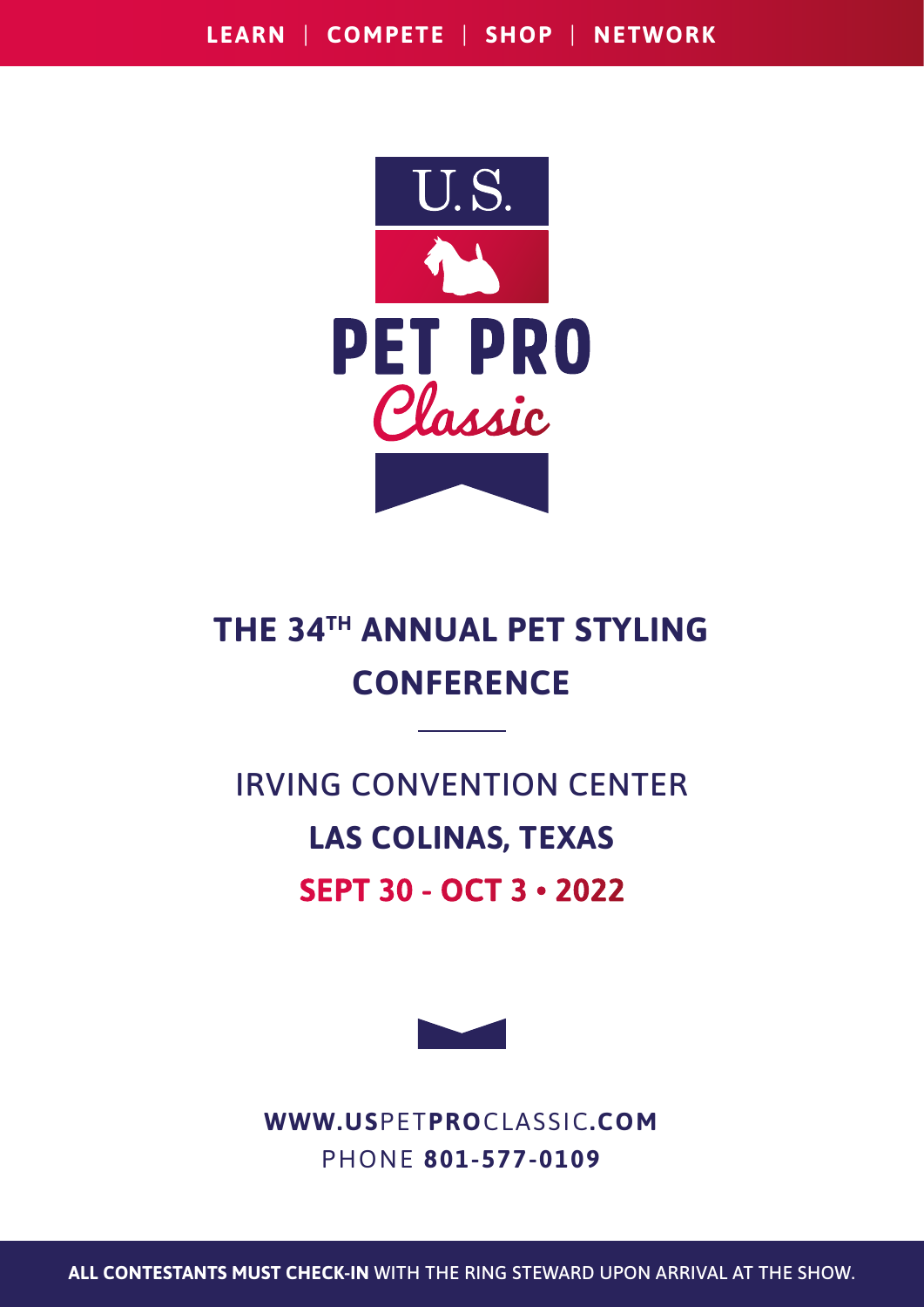**LEARN | COMPETE | SHOP | NETWORK**

# U.S. PET PRO Classic

## THE 34TH ANNUAL PET STYLING CONFERENCE

IRVING CONVENTION CENTER

**LAS COLINAS, TEXAS**

**SEPT 30 - OCT 3 • 2022**

**WWW.USPETPROCLASSIC.COM**

PHONE **801-577-0109**

**ALL CONTESTANTS MUST CHECK-IN** WITH THE RING STEWARD UPON ARRIVAL AT THE SHOW.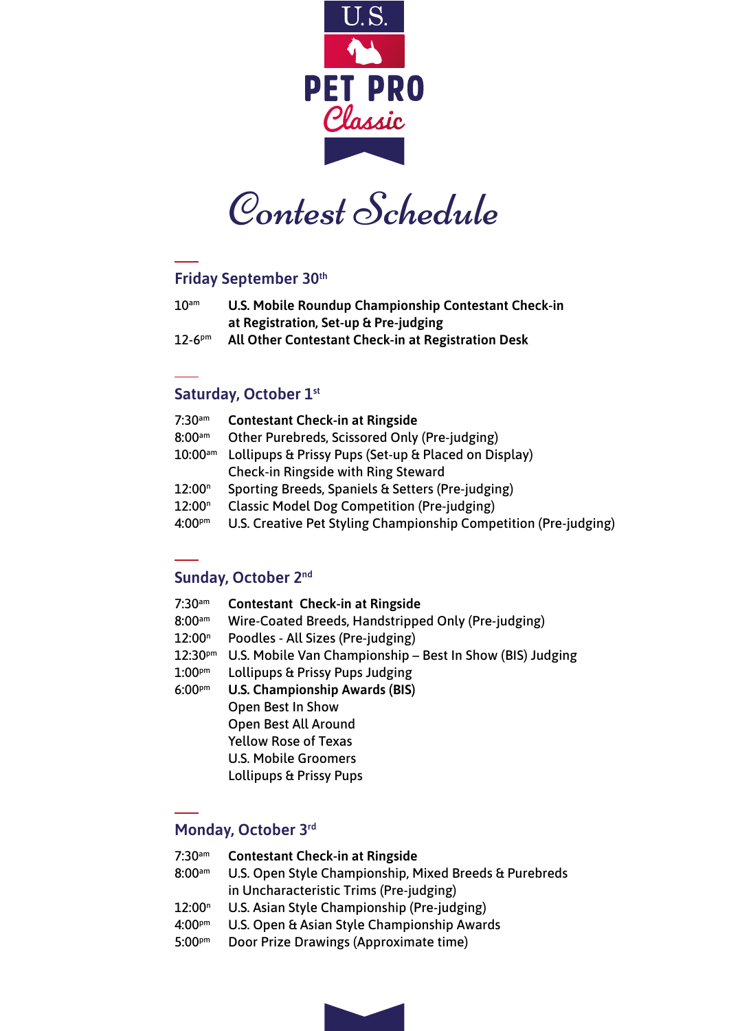U.S.

PET PRO

*Classic*

# Contest Schedule

## Friday September 30th

| | |
|---|---|
| 10am | **U.S. Mobile Roundup Championship Contestant Check-in at Registration, Set-up & Pre-judging** |
| 12-6pm | **All Other Contestant Check-in at Registration Desk** |

## Saturday, October 1st

| | |
|---|---|
| 7:30am | **Contestant Check-in at Ringside** |
| 8:00am | Other Purebreds, Scissored Only (Pre-judging) |
| 10:00am | Lollipups & Prissy Pups (Set-up & Placed on Display) Check-in Ringside with Ring Steward |
| 12:00n | Sporting Breeds, Spaniels & Setters (Pre-judging) |
| 12:00n | Classic Model Dog Competition (Pre-judging) |
| 4:00pm | U.S. Creative Pet Styling Championship Competition (Pre-judging) |

## Sunday, October 2nd

| | |
|---|---|
| 7:30am | **Contestant Check-in at Ringside** |
| 8:00am | Wire-Coated Breeds, Handstripped Only (Pre-judging) |
| 12:00n | Poodles - All Sizes (Pre-judging) |
| 12:30pm | U.S. Mobile Van Championship – Best In Show (BIS) Judging |
| 1:00pm | Lollipups & Prissy Pups Judging |
| 6:00pm | **U.S. Championship Awards (BIS)**<br>Open Best In Show<br>Open Best All Around<br>Yellow Rose of Texas<br>U.S. Mobile Groomers<br>Lollipups & Prissy Pups |

## Monday, October 3rd

| | |
|---|---|
| 7:30am | **Contestant Check-in at Ringside** |
| 8:00am | U.S. Open Style Championship, Mixed Breeds & Purebreds in Uncharacteristic Trims (Pre-judging) |
| 12:00n | U.S. Asian Style Championship (Pre-judging) |
| 4:00pm | U.S. Open & Asian Style Championship Awards |
| 5:00pm | Door Prize Drawings (Approximate time) |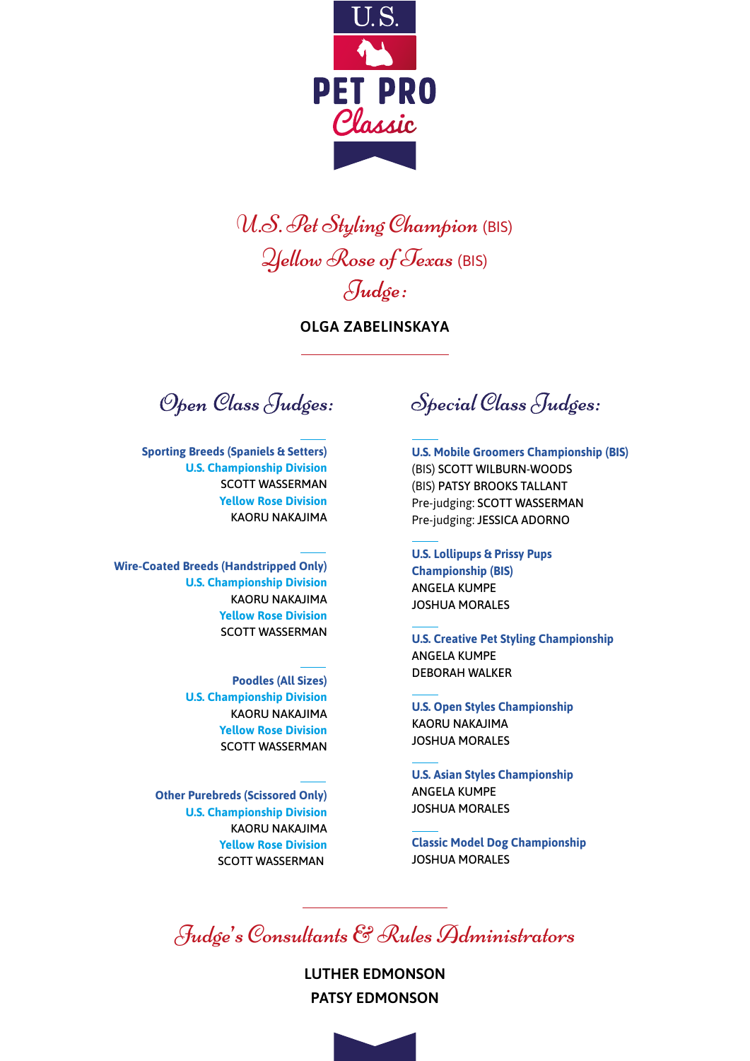U.S.

PET PRO

*Classic*

## *U.S. Pet Styling Champion* (BIS)

## *Yellow Rose of Texas* (BIS)

## *Judge:*

**OLGA ZABELINSKAYA**

---

## *Open Class Judges:*

**Sporting Breeds (Spaniels & Setters)**

**U.S. Championship Division**

SCOTT WASSERMAN

**Yellow Rose Division**

KAORU NAKAJIMA

**Wire-Coated Breeds (Handstripped Only)**

**U.S. Championship Division**

KAORU NAKAJIMA

**Yellow Rose Division**

SCOTT WASSERMAN

**Poodles (All Sizes)**

**U.S. Championship Division**

KAORU NAKAJIMA

**Yellow Rose Division**

SCOTT WASSERMAN

**Other Purebreds (Scissored Only)**

**U.S. Championship Division**

KAORU NAKAJIMA

**Yellow Rose Division**

SCOTT WASSERMAN

## *Special Class Judges:*

**U.S. Mobile Groomers Championship (BIS)**

(BIS) SCOTT WILBURN-WOODS

(BIS) PATSY BROOKS TALLANT

Pre-judging: SCOTT WASSERMAN

Pre-judging: JESSICA ADORNO

**U.S. Lollipups & Prissy Pups Championship (BIS)**

ANGELA KUMPE

JOSHUA MORALES

**U.S. Creative Pet Styling Championship**

ANGELA KUMPE

DEBORAH WALKER

**U.S. Open Styles Championship**

KAORU NAKAJIMA

JOSHUA MORALES

**U.S. Asian Styles Championship**

ANGELA KUMPE

JOSHUA MORALES

**Classic Model Dog Championship**

JOSHUA MORALES

---

## *Judge's Consultants & Rules Administrators*

**LUTHER EDMONSON**

**PATSY EDMONSON**